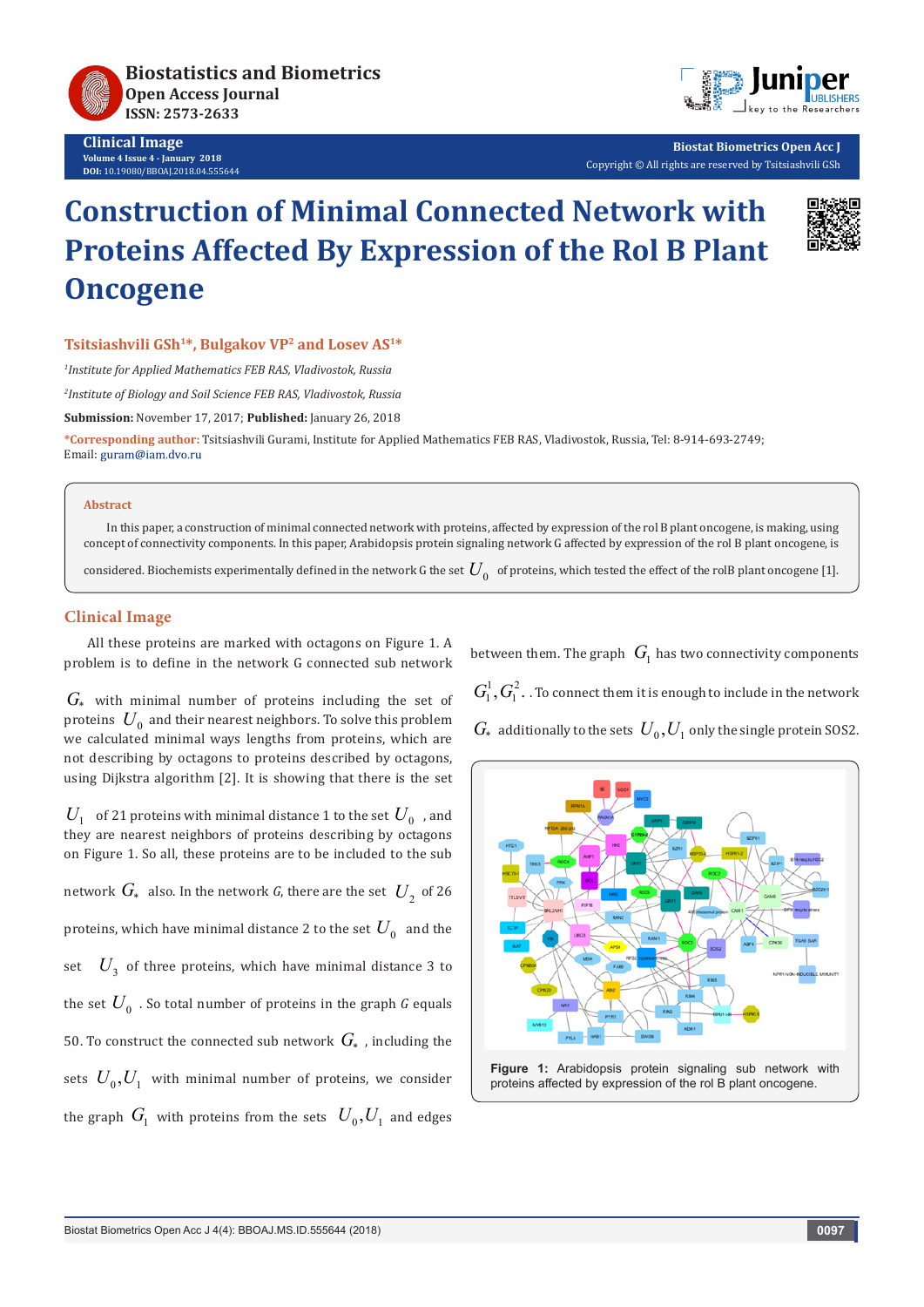# Construction of Minimal Connected Network with Proteins Affected By Expression of the Rol B Plant Oncogene

**Tsitsiashvili GSh[1]*, Bulgakov VP[2] and Losev AS[1]***

[1]*Institute for Applied Mathematics FEB RAS, Vladivostok, Russia*

[2]*Institute of Biology and Soil Science FEB RAS, Vladivostok, Russia*

**Submission:** November 17, 2017; **Published:** January 26, 2018

***Corresponding author:** Tsitsiashvili Gurami, Institute for Applied Mathematics FEB RAS, Vladivostok, Russia, Tel: 8-914-693-2749; Email: guram@iam.dvo.ru

## Abstract

In this paper, a construction of minimal connected network with proteins, affected by expression of the rol B plant oncogene, is making, using concept of connectivity components. In this paper, Arabidopsis protein signaling network G affected by expression of the rol B plant oncogene, is considered. Biochemists experimentally defined in the network G the set $U_0$ of proteins, which tested the effect of the rolB plant oncogene [1].

## Clinical Image

All these proteins are marked with octagons on Figure 1. A problem is to define in the network G connected sub network $G_*$ with minimal number of proteins including the set of proteins $U_0$ and their nearest neighbors. To solve this problem we calculated minimal ways lengths from proteins, which are not describing by octagons to proteins described by octagons, using Dijkstra algorithm [2]. It is showing that there is the set $U_1$ of 21 proteins with minimal distance 1 to the set $U_0$, and they are nearest neighbors of proteins describing by octagons on Figure 1. So all, these proteins are to be included to the sub network $G_*$ also. In the network *G*, there are the set $U_2$ of 26 proteins, which have minimal distance 2 to the set $U_0$ and the set $U_3$ of three proteins, which have minimal distance 3 to the set $U_0$. So total number of proteins in the graph *G* equals 50. To construct the connected sub network $G_*$, including the sets $U_0, U_1$ with minimal number of proteins, we consider the graph $G_1$ with proteins from the sets $U_0, U_1$ and edges between them. The graph $G_1$ has two connectivity components $G_1^1, G_1^2$. To connect them it is enough to include in the network $G_*$ additionally to the sets $U_0, U_1$ only the single protein SOS2.

**Figure 1:** Arabidopsis protein signaling sub network with proteins affected by expression of the rol B plant oncogene.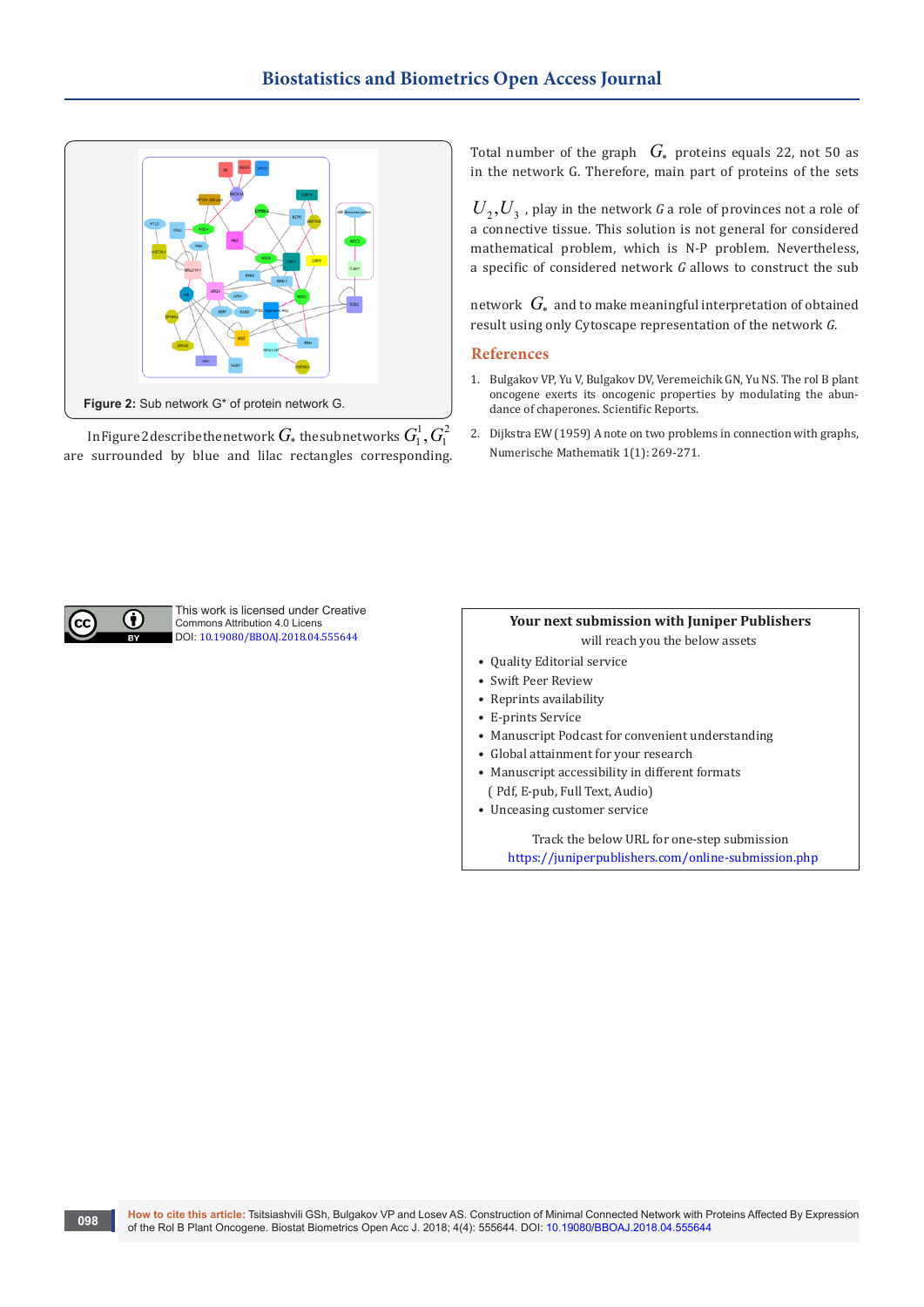Figure 2: Sub network G* of protein network G.

In Figure 2 describe the network $G_*$ the subnetworks $G_1^1, G_1^2$ are surrounded by blue and lilac rectangles corresponding.

Total number of the graph $G_*$ proteins equals 22, not 50 as in the network G. Therefore, main part of proteins of the sets $U_2, U_3$, play in the network $G$ a role of provinces not a role of a connective tissue. This solution is not general for considered mathematical problem, which is N-P problem. Nevertheless, a specific of considered network $G$ allows to construct the sub network $G_*$ and to make meaningful interpretation of obtained result using only Cytoscape representation of the network $G$.

## References

1. Bulgakov VP, Yu V, Bulgakov DV, Veremeichik GN, Yu NS. The rol B plant oncogene exerts its oncogenic properties by modulating the abundance of chaperones. Scientific Reports.
2. Dijkstra EW (1959) A note on two problems in connection with graphs, Numerische Mathematik 1(1): 269-271.

This work is licensed under Creative Commons Attribution 4.0 Licens
DOI: 10.19080/BBOAJ.2018.04.555644

**Your next submission with Juniper Publishers**
will reach you the below assets

- Quality Editorial service
- Swift Peer Review
- Reprints availability
- E-prints Service
- Manuscript Podcast for convenient understanding
- Global attainment for your research
- Manuscript accessibility in different formats
  ( Pdf, E-pub, Full Text, Audio)
- Unceasing customer service

Track the below URL for one-step submission
https://juniperpublishers.com/online-submission.php